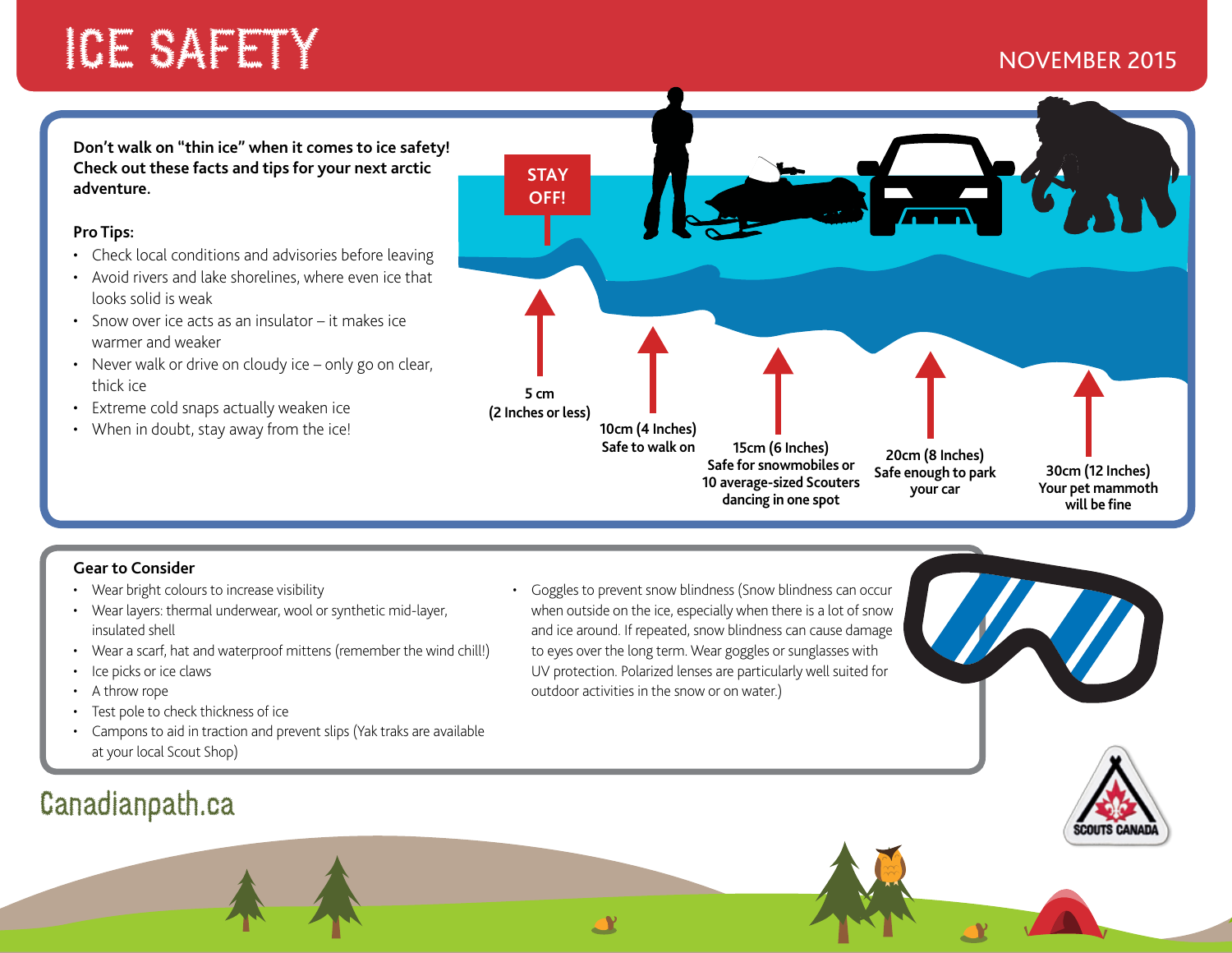# ICE SAFETY

NOVEMBER 2015

**Don't walk on "thin ice" when it comes to ice safety! Check out these facts and tips for your next arctic adventure.**

**Pro Tips:**

- Check local conditions and advisories before leaving
- Avoid rivers and lake shorelines, where even ice that looks solid is weak
- Snow over ice acts as an insulator – it makes ice warmer and weaker
- Never walk or drive on cloudy ice – only go on clear, thick ice
- Extreme cold snaps actually weaken ice
- When in doubt, stay away from the ice!

STAY OFF!

**5 cm (2 Inches or less)**

**10cm (4 Inches) Safe to walk on**

**15cm (6 Inches) Safe for snowmobiles or 10 average-sized Scouters dancing in one spot**

**20cm (8 Inches) Safe enough to park your car**

**30cm (12 Inches) Your pet mammoth will be fine**

**Gear to Consider**

- Wear bright colours to increase visibility
- Wear layers: thermal underwear, wool or synthetic mid-layer, insulated shell
- Wear a scarf, hat and waterproof mittens (remember the wind chill!)
- Ice picks or ice claws
- A throw rope
- Test pole to check thickness of ice
- Campons to aid in traction and prevent slips (Yak traks are available at your local Scout Shop)
- Goggles to prevent snow blindness (Snow blindness can occur when outside on the ice, especially when there is a lot of snow and ice around. If repeated, snow blindness can cause damage to eyes over the long term. Wear goggles or sunglasses with UV protection. Polarized lenses are particularly well suited for outdoor activities in the snow or on water.)

Canadianpath.ca

SCOUTS CANADA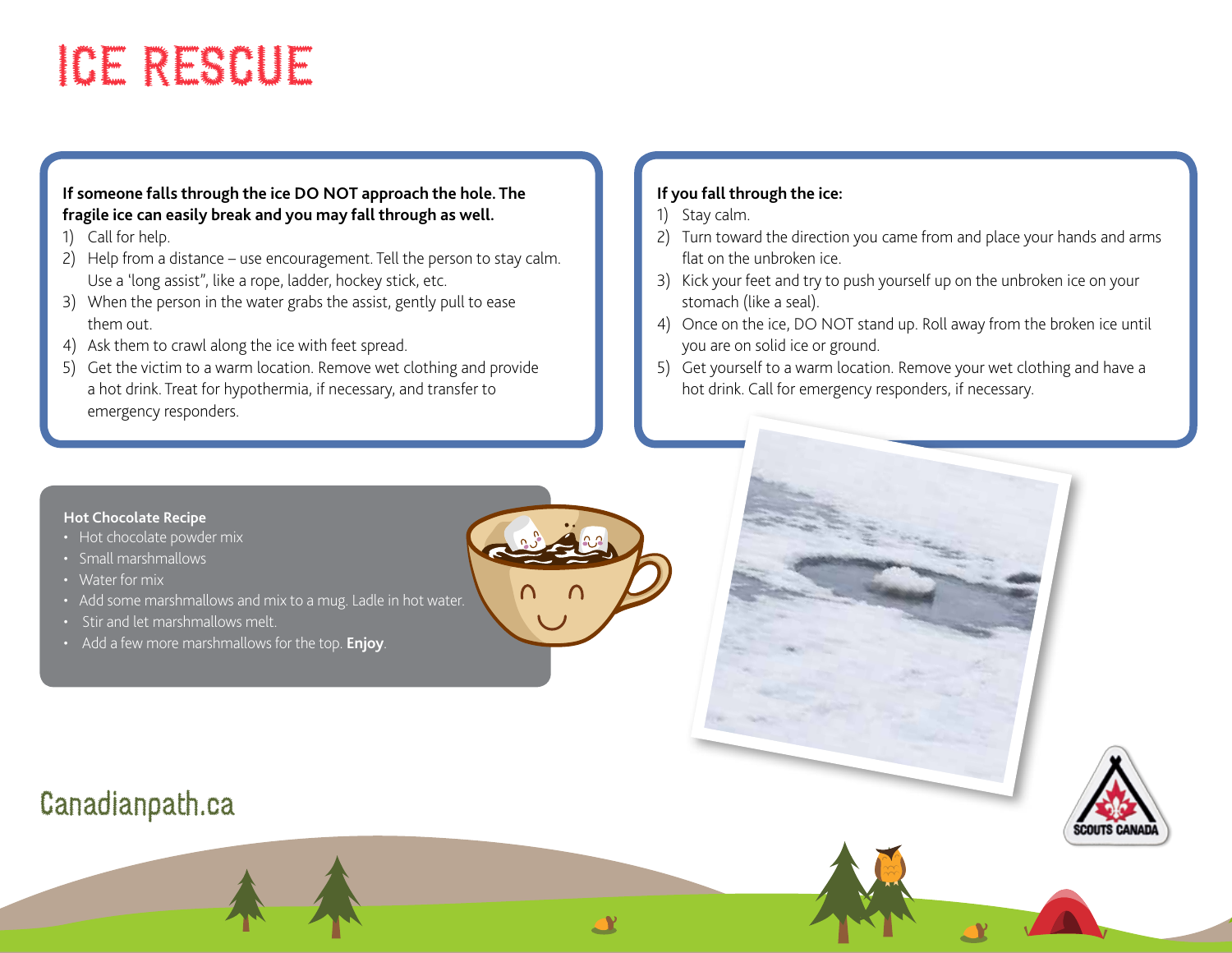# ICE RESCUE

**If someone falls through the ice DO NOT approach the hole. The fragile ice can easily break and you may fall through as well.**

1) Call for help.
2) Help from a distance – use encouragement. Tell the person to stay calm. Use a 'long assist", like a rope, ladder, hockey stick, etc.
3) When the person in the water grabs the assist, gently pull to ease them out.
4) Ask them to crawl along the ice with feet spread.
5) Get the victim to a warm location. Remove wet clothing and provide a hot drink. Treat for hypothermia, if necessary, and transfer to emergency responders.

**If you fall through the ice:**

1) Stay calm.
2) Turn toward the direction you came from and place your hands and arms flat on the unbroken ice.
3) Kick your feet and try to push yourself up on the unbroken ice on your stomach (like a seal).
4) Once on the ice, DO NOT stand up. Roll away from the broken ice until you are on solid ice or ground.
5) Get yourself to a warm location. Remove your wet clothing and have a hot drink. Call for emergency responders, if necessary.

**Hot Chocolate Recipe**

- Hot chocolate powder mix
- Small marshmallows
- Water for mix
- Add some marshmallows and mix to a mug. Ladle in hot water.
- Stir and let marshmallows melt.
- Add a few more marshmallows for the top. **Enjoy**.

Canadianpath.ca

SCOUTS CANADA